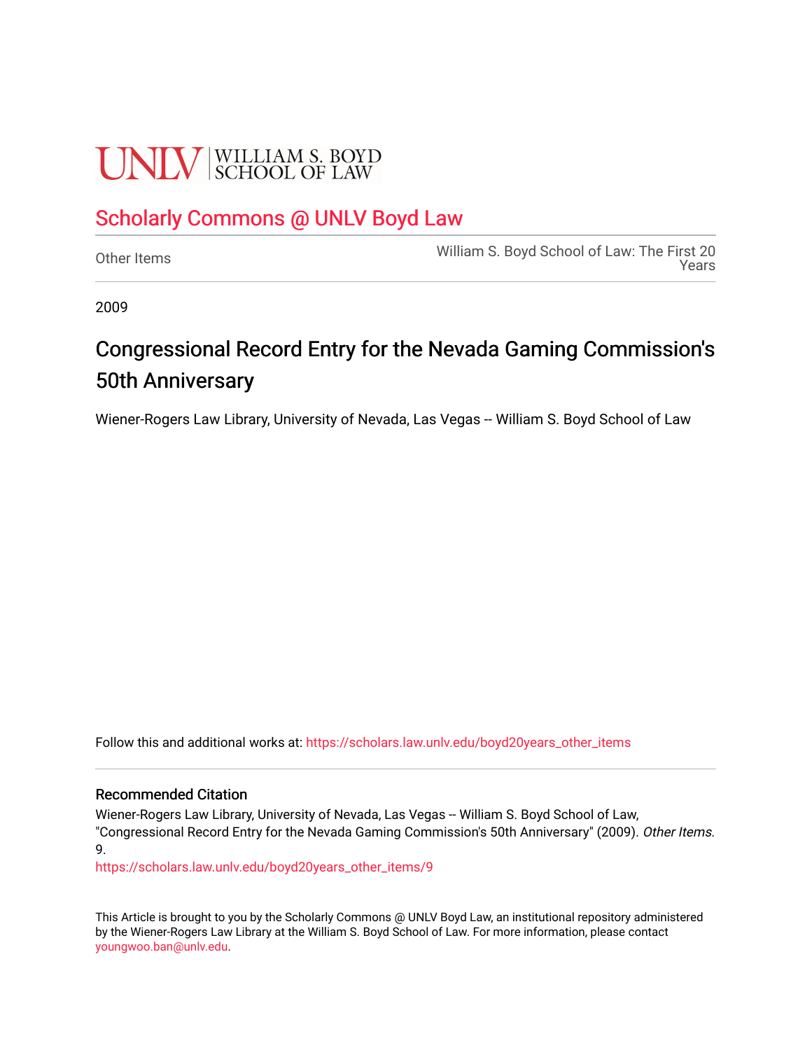UNLV | WILLIAM S. BOYD SCHOOL OF LAW

Scholarly Commons @ UNLV Boyd Law

Other Items

William S. Boyd School of Law: The First 20 Years

2009

# Congressional Record Entry for the Nevada Gaming Commission's 50th Anniversary

Wiener-Rogers Law Library, University of Nevada, Las Vegas -- William S. Boyd School of Law

Follow this and additional works at: https://scholars.law.unlv.edu/boyd20years_other_items

### Recommended Citation

Wiener-Rogers Law Library, University of Nevada, Las Vegas -- William S. Boyd School of Law, "Congressional Record Entry for the Nevada Gaming Commission's 50th Anniversary" (2009). *Other Items*. 9.
https://scholars.law.unlv.edu/boyd20years_other_items/9

This Article is brought to you by the Scholarly Commons @ UNLV Boyd Law, an institutional repository administered by the Wiener-Rogers Law Library at the William S. Boyd School of Law. For more information, please contact youngwoo.ban@unlv.edu.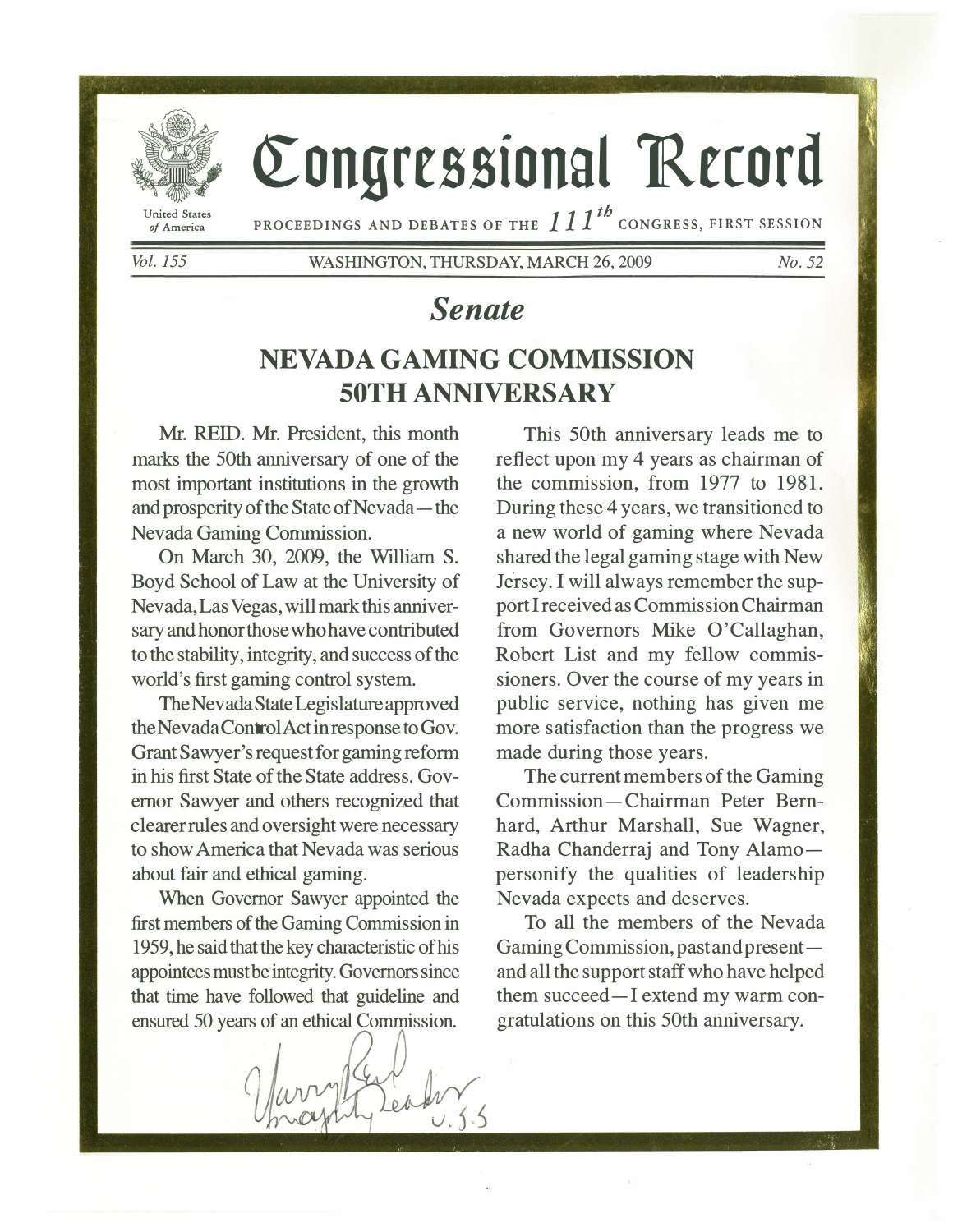# Congressional Record

United States *of* America

PROCEEDINGS AND DEBATES OF THE 111th CONGRESS, FIRST SESSION

*Vol. 155* WASHINGTON, THURSDAY, MARCH 26, 2009 *No. 52*

## *Senate*

## NEVADA GAMING COMMISSION 50TH ANNIVERSARY

Mr. REID. Mr. President, this month marks the 50th anniversary of one of the most important institutions in the growth and prosperity of the State of Nevada—the Nevada Gaming Commission.

On March 30, 2009, the William S. Boyd School of Law at the University of Nevada, Las Vegas, will mark this anniversary and honor those who have contributed to the stability, integrity, and success of the world's first gaming control system.

The Nevada State Legislature approved the Nevada Control Act in response to Gov. Grant Sawyer's request for gaming reform in his first State of the State address. Governor Sawyer and others recognized that clearer rules and oversight were necessary to show America that Nevada was serious about fair and ethical gaming.

When Governor Sawyer appointed the first members of the Gaming Commission in 1959, he said that the key characteristic of his appointees must be integrity. Governors since that time have followed that guideline and ensured 50 years of an ethical Commission.

This 50th anniversary leads me to reflect upon my 4 years as chairman of the commission, from 1977 to 1981. During these 4 years, we transitioned to a new world of gaming where Nevada shared the legal gaming stage with New Jersey. I will always remember the support I received as Commission Chairman from Governors Mike O'Callaghan, Robert List and my fellow commissioners. Over the course of my years in public service, nothing has given me more satisfaction than the progress we made during those years.

The current members of the Gaming Commission—Chairman Peter Bernhard, Arthur Marshall, Sue Wagner, Radha Chanderraj and Tony Alamo—personify the qualities of leadership Nevada expects and deserves.

To all the members of the Nevada Gaming Commission, past and present—and all the support staff who have helped them succeed—I extend my warm congratulations on this 50th anniversary.

Harry Reid
Majority Leader U.S.S.